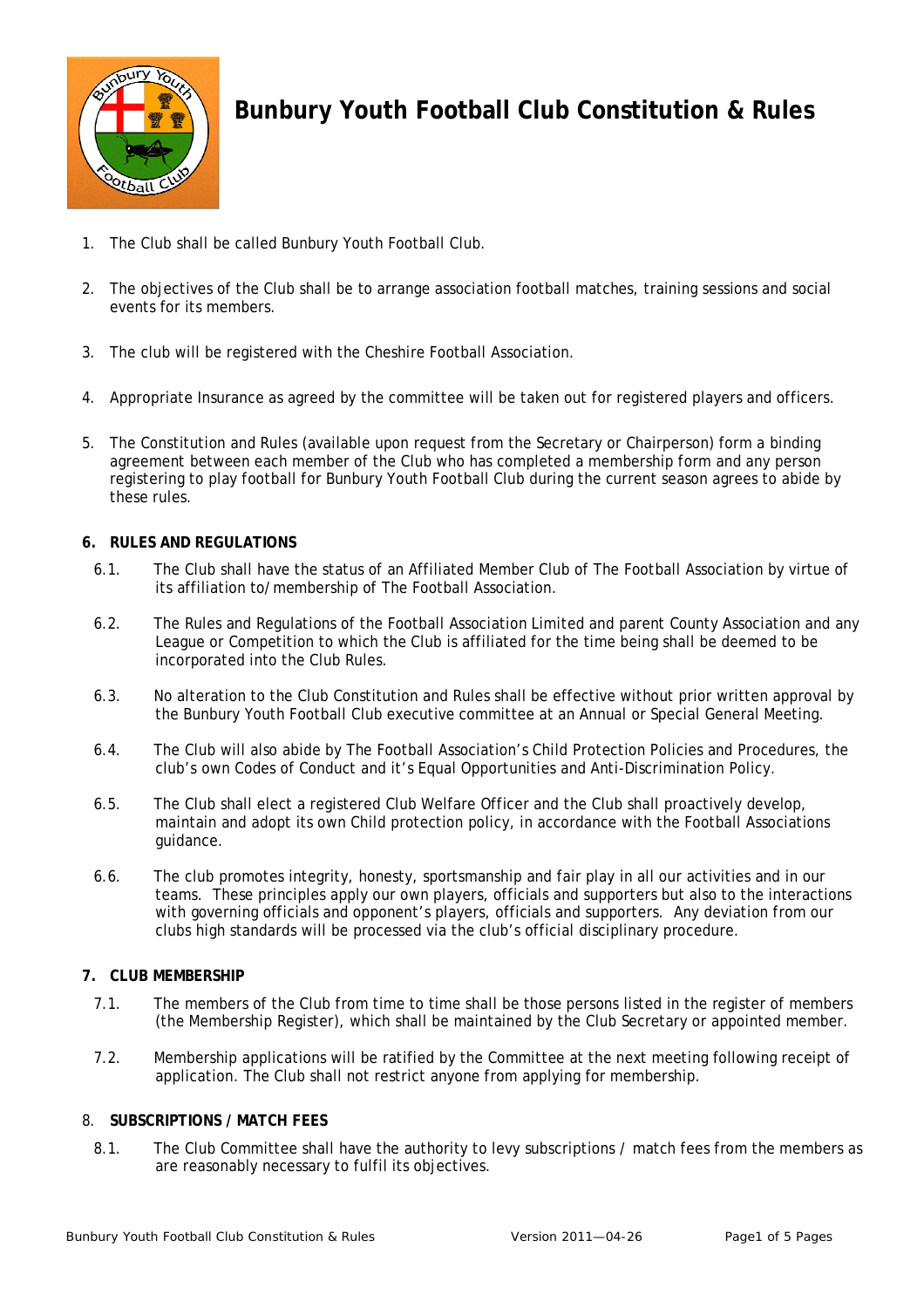# Bunbury Youth Football Club Constitution & Rules

1. The Club shall be called Bunbury Youth Football Club.

2. The objectives of the Club shall be to arrange association football matches, training sessions and social events for its members.

3. The club will be registered with the Cheshire Football Association.

4. Appropriate Insurance as agreed by the committee will be taken out for registered players and officers.

5. The Constitution and Rules (available upon request from the Secretary or Chairperson) form a binding agreement between each member of the Club who has completed a membership form and any person registering to play football for Bunbury Youth Football Club during the current season agrees to abide by these rules.

**6. RULES AND REGULATIONS**

6.1. The Club shall have the status of an Affiliated Member Club of The Football Association by virtue of its affiliation to/membership of The Football Association.

6.2. The Rules and Regulations of the Football Association Limited and parent County Association and any League or Competition to which the Club is affiliated for the time being shall be deemed to be incorporated into the Club Rules.

6.3. No alteration to the Club Constitution and Rules shall be effective without prior written approval by the Bunbury Youth Football Club executive committee at an Annual or Special General Meeting.

6.4. The Club will also abide by The Football Association's Child Protection Policies and Procedures, the club's own Codes of Conduct and it's Equal Opportunities and Anti-Discrimination Policy.

6.5. The Club shall elect a registered Club Welfare Officer and the Club shall proactively develop, maintain and adopt its own Child protection policy, in accordance with the Football Associations guidance.

6.6. The club promotes integrity, honesty, sportsmanship and fair play in all our activities and in our teams. These principles apply our own players, officials and supporters but also to the interactions with governing officials and opponent's players, officials and supporters. Any deviation from our clubs high standards will be processed via the club's official disciplinary procedure.

**7. CLUB MEMBERSHIP**

7.1. The members of the Club from time to time shall be those persons listed in the register of members (the Membership Register), which shall be maintained by the Club Secretary or appointed member.

7.2. Membership applications will be ratified by the Committee at the next meeting following receipt of application. The Club shall not restrict anyone from applying for membership.

8. **SUBSCRIPTIONS / MATCH FEES**

8.1. The Club Committee shall have the authority to levy subscriptions / match fees from the members as are reasonably necessary to fulfil its objectives.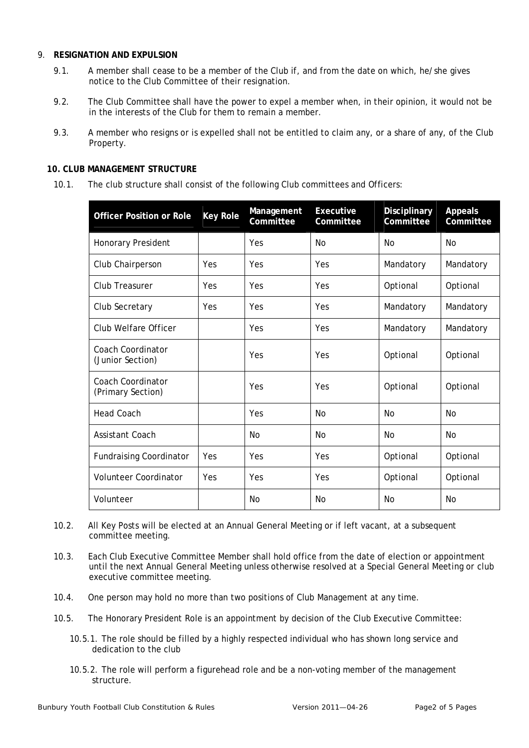9. **RESIGNATION AND EXPULSION**

   9.1. A member shall cease to be a member of the Club if, and from the date on which, he/she gives notice to the Club Committee of their resignation.

   9.2. The Club Committee shall have the power to expel a member when, in their opinion, it would not be in the interests of the Club for them to remain a member.

   9.3. A member who resigns or is expelled shall not be entitled to claim any, or a share of any, of the Club Property.

**10. CLUB MANAGEMENT STRUCTURE**

10.1. The club structure shall consist of the following Club committees and Officers:

| Officer Position or Role | Key Role | Management Committee | Executive Committee | Disciplinary Committee | Appeals Committee |
|---|---|---|---|---|---|
| Honorary President | | Yes | No | No | No |
| Club Chairperson | Yes | Yes | Yes | Mandatory | Mandatory |
| Club Treasurer | Yes | Yes | Yes | Optional | Optional |
| Club Secretary | Yes | Yes | Yes | Mandatory | Mandatory |
| Club Welfare Officer | | Yes | Yes | Mandatory | Mandatory |
| Coach Coordinator (Junior Section) | | Yes | Yes | Optional | Optional |
| Coach Coordinator (Primary Section) | | Yes | Yes | Optional | Optional |
| Head Coach | | Yes | No | No | No |
| Assistant Coach | | No | No | No | No |
| Fundraising Coordinator | Yes | Yes | Yes | Optional | Optional |
| Volunteer Coordinator | Yes | Yes | Yes | Optional | Optional |
| Volunteer | | No | No | No | No |

10.2. All Key Posts will be elected at an Annual General Meeting or if left vacant, at a subsequent committee meeting.

10.3. Each Club Executive Committee Member shall hold office from the date of election or appointment until the next Annual General Meeting unless otherwise resolved at a Special General Meeting or club executive committee meeting.

10.4. One person may hold no more than two positions of Club Management at any time.

10.5. The Honorary President Role is an appointment by decision of the Club Executive Committee:

   10.5.1. The role should be filled by a highly respected individual who has shown long service and dedication to the club

   10.5.2. The role will perform a figurehead role and be a non-voting member of the management structure.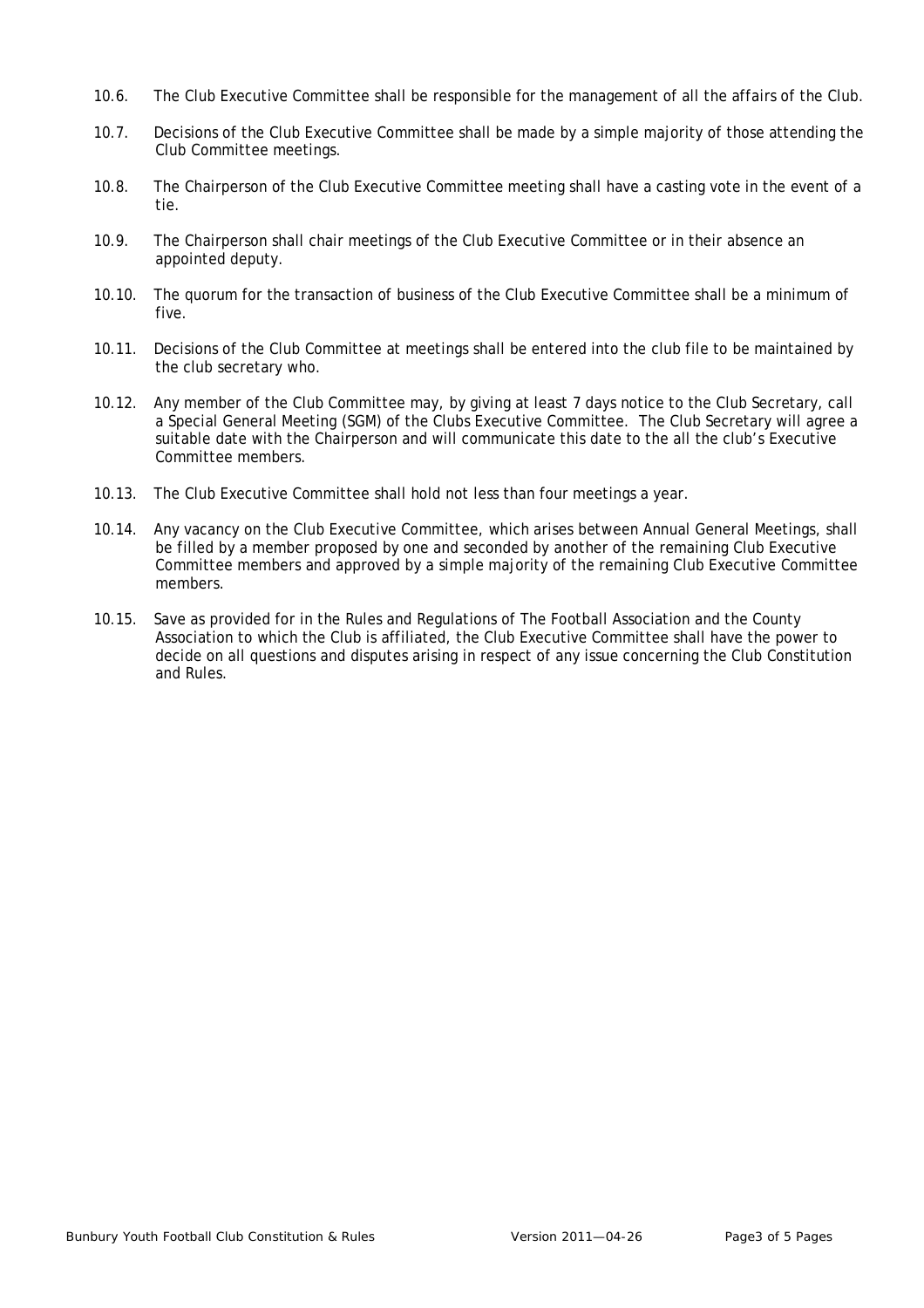10.6. The Club Executive Committee shall be responsible for the management of all the affairs of the Club.

10.7. Decisions of the Club Executive Committee shall be made by a simple majority of those attending the Club Committee meetings.

10.8. The Chairperson of the Club Executive Committee meeting shall have a casting vote in the event of a tie.

10.9. The Chairperson shall chair meetings of the Club Executive Committee or in their absence an appointed deputy.

10.10. The quorum for the transaction of business of the Club Executive Committee shall be a minimum of five.

10.11. Decisions of the Club Committee at meetings shall be entered into the club file to be maintained by the club secretary who.

10.12. Any member of the Club Committee may, by giving at least 7 days notice to the Club Secretary, call a Special General Meeting (SGM) of the Clubs Executive Committee. The Club Secretary will agree a suitable date with the Chairperson and will communicate this date to the all the club's Executive Committee members.

10.13. The Club Executive Committee shall hold not less than four meetings a year.

10.14. Any vacancy on the Club Executive Committee, which arises between Annual General Meetings, shall be filled by a member proposed by one and seconded by another of the remaining Club Executive Committee members and approved by a simple majority of the remaining Club Executive Committee members.

10.15. Save as provided for in the Rules and Regulations of The Football Association and the County Association to which the Club is affiliated, the Club Executive Committee shall have the power to decide on all questions and disputes arising in respect of any issue concerning the Club Constitution and Rules.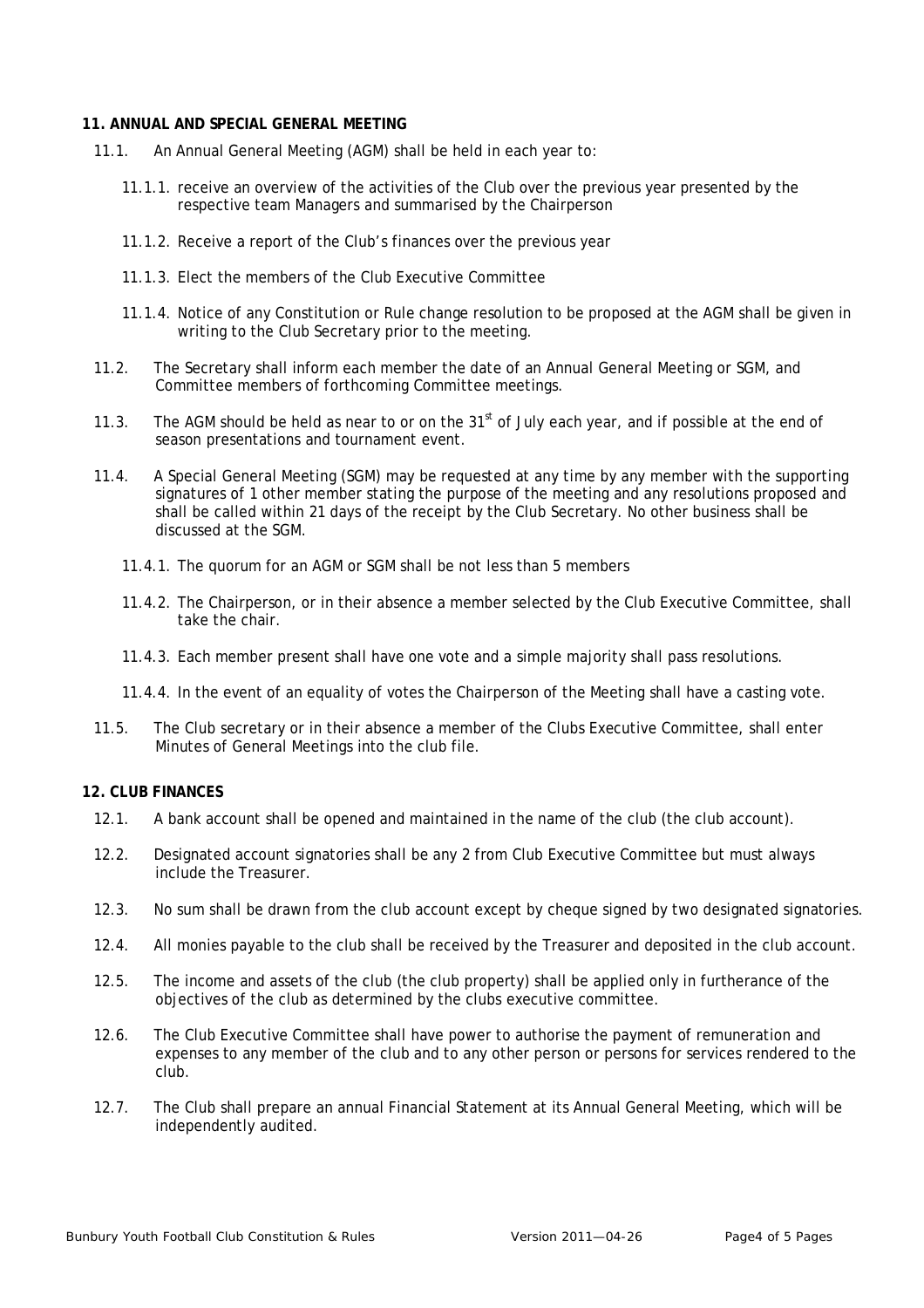## 11. ANNUAL AND SPECIAL GENERAL MEETING

11.1. An Annual General Meeting (AGM) shall be held in each year to:

11.1.1. receive an overview of the activities of the Club over the previous year presented by the respective team Managers and summarised by the Chairperson

11.1.2. Receive a report of the Club's finances over the previous year

11.1.3. Elect the members of the Club Executive Committee

11.1.4. Notice of any Constitution or Rule change resolution to be proposed at the AGM shall be given in writing to the Club Secretary prior to the meeting.

11.2. The Secretary shall inform each member the date of an Annual General Meeting or SGM, and Committee members of forthcoming Committee meetings.

11.3. The AGM should be held as near to or on the 31st of July each year, and if possible at the end of season presentations and tournament event.

11.4. A Special General Meeting (SGM) may be requested at any time by any member with the supporting signatures of 1 other member stating the purpose of the meeting and any resolutions proposed and shall be called within 21 days of the receipt by the Club Secretary. No other business shall be discussed at the SGM.

11.4.1. The quorum for an AGM or SGM shall be not less than 5 members

11.4.2. The Chairperson, or in their absence a member selected by the Club Executive Committee, shall take the chair.

11.4.3. Each member present shall have one vote and a simple majority shall pass resolutions.

11.4.4. In the event of an equality of votes the Chairperson of the Meeting shall have a casting vote.

11.5. The Club secretary or in their absence a member of the Clubs Executive Committee, shall enter Minutes of General Meetings into the club file.

## 12. CLUB FINANCES

12.1. A bank account shall be opened and maintained in the name of the club (the club account).

12.2. Designated account signatories shall be any 2 from Club Executive Committee but must always include the Treasurer.

12.3. No sum shall be drawn from the club account except by cheque signed by two designated signatories.

12.4. All monies payable to the club shall be received by the Treasurer and deposited in the club account.

12.5. The income and assets of the club (the club property) shall be applied only in furtherance of the objectives of the club as determined by the clubs executive committee.

12.6. The Club Executive Committee shall have power to authorise the payment of remuneration and expenses to any member of the club and to any other person or persons for services rendered to the club.

12.7. The Club shall prepare an annual Financial Statement at its Annual General Meeting, which will be independently audited.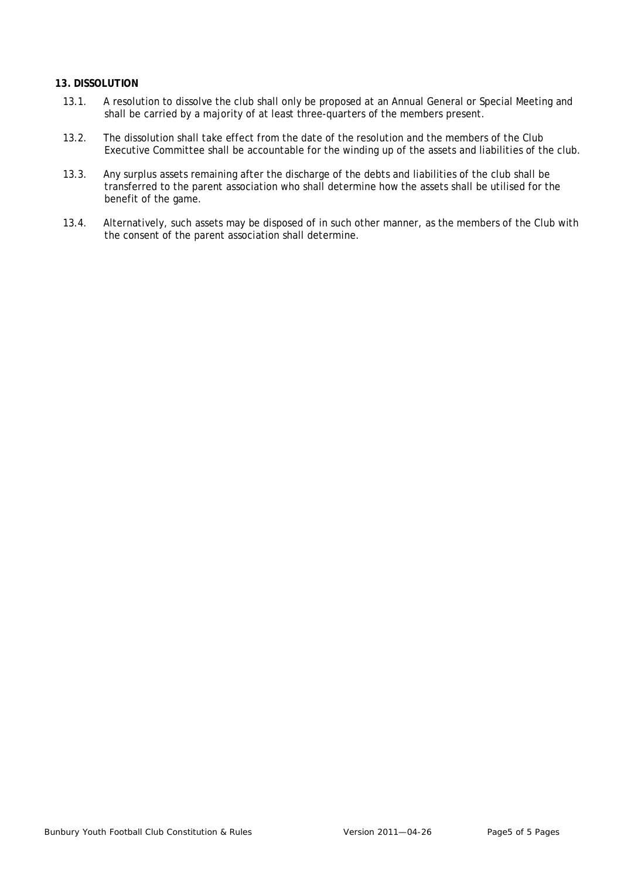**13. DISSOLUTION**

13.1. A resolution to dissolve the club shall only be proposed at an Annual General or Special Meeting and shall be carried by a majority of at least three-quarters of the members present.

13.2. The dissolution shall take effect from the date of the resolution and the members of the Club Executive Committee shall be accountable for the winding up of the assets and liabilities of the club.

13.3. Any surplus assets remaining after the discharge of the debts and liabilities of the club shall be transferred to the parent association who shall determine how the assets shall be utilised for the benefit of the game.

13.4. Alternatively, such assets may be disposed of in such other manner, as the members of the Club with the consent of the parent association shall determine.